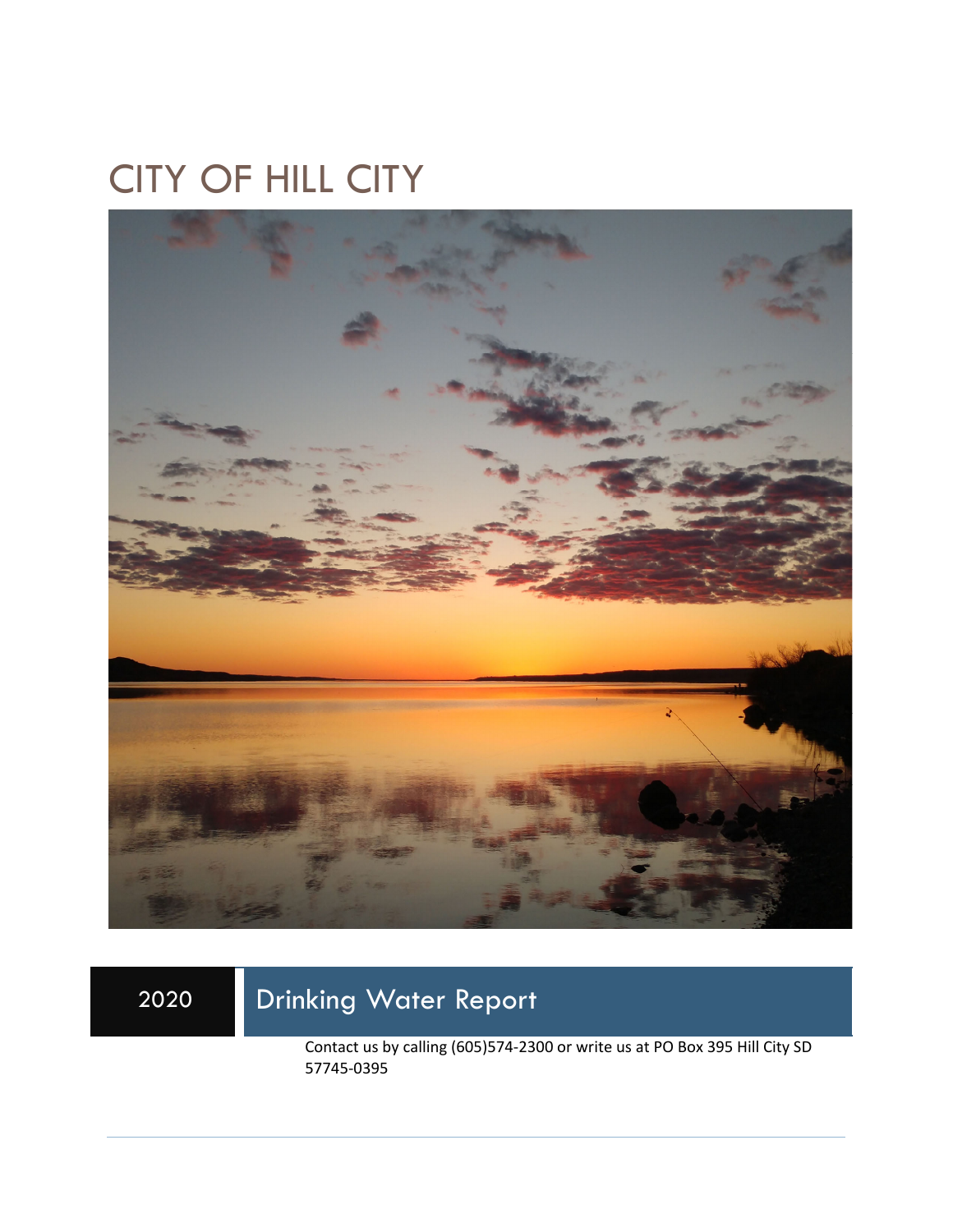# CITY OF HILL CITY

2020

## Drinking Water Report

Contact us by calling (605)574-2300 or write us at PO Box 395 Hill City SD 57745-0395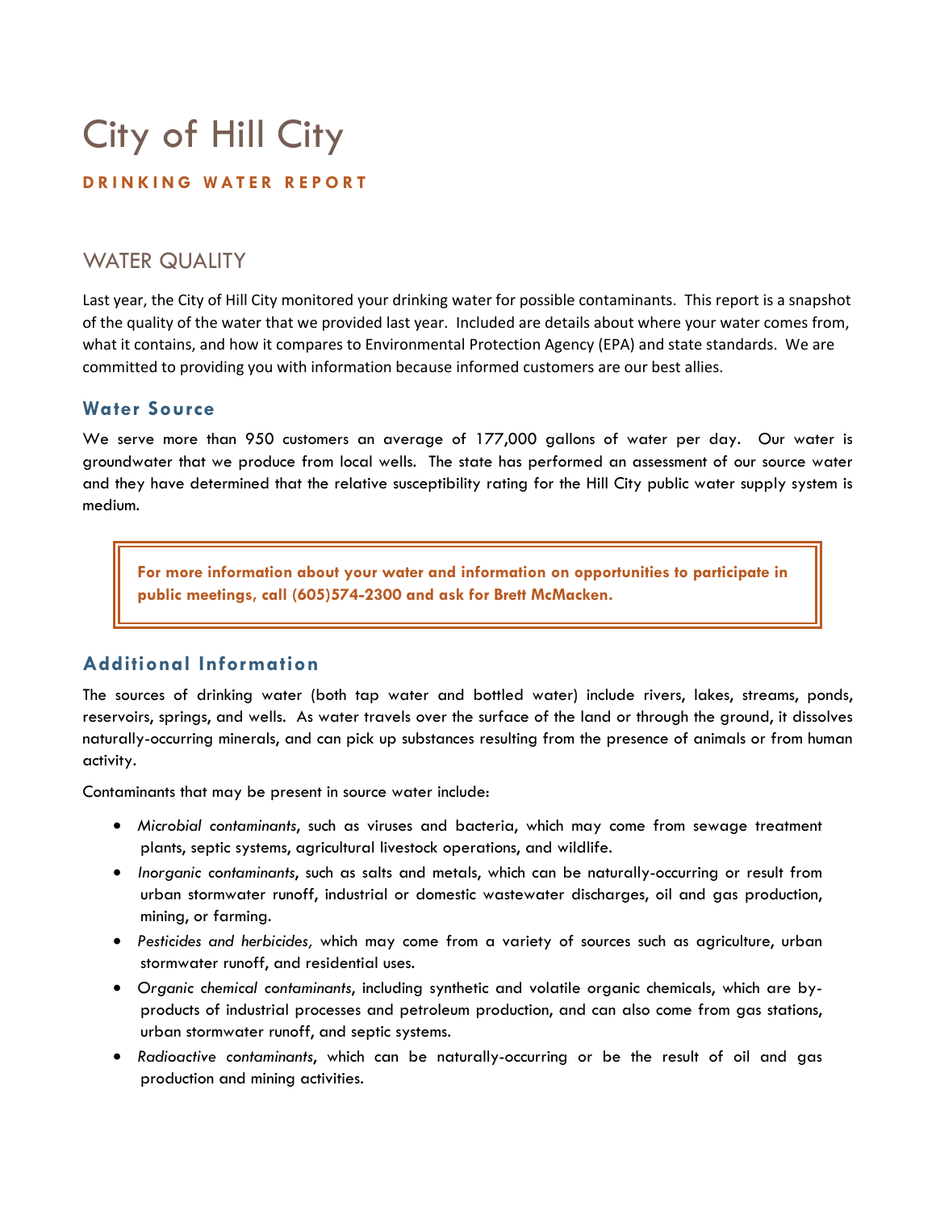# City of Hill City

**DRINKING WATER REPORT**

## WATER QUALITY

Last year, the City of Hill City monitored your drinking water for possible contaminants. This report is a snapshot of the quality of the water that we provided last year. Included are details about where your water comes from, what it contains, and how it compares to Environmental Protection Agency (EPA) and state standards. We are committed to providing you with information because informed customers are our best allies.

### Water Source

We serve more than 950 customers an average of 177,000 gallons of water per day. Our water is groundwater that we produce from local wells. The state has performed an assessment of our source water and they have determined that the relative susceptibility rating for the Hill City public water supply system is medium.

**For more information about your water and information on opportunities to participate in public meetings, call (605)574-2300 and ask for Brett McMacken.**

### Additional Information

The sources of drinking water (both tap water and bottled water) include rivers, lakes, streams, ponds, reservoirs, springs, and wells. As water travels over the surface of the land or through the ground, it dissolves naturally-occurring minerals, and can pick up substances resulting from the presence of animals or from human activity.

Contaminants that may be present in source water include:

- *Microbial contaminants*, such as viruses and bacteria, which may come from sewage treatment plants, septic systems, agricultural livestock operations, and wildlife.
- *Inorganic contaminants*, such as salts and metals, which can be naturally-occurring or result from urban stormwater runoff, industrial or domestic wastewater discharges, oil and gas production, mining, or farming.
- *Pesticides and herbicides,* which may come from a variety of sources such as agriculture, urban stormwater runoff, and residential uses.
- *Organic chemical contaminants*, including synthetic and volatile organic chemicals, which are by-products of industrial processes and petroleum production, and can also come from gas stations, urban stormwater runoff, and septic systems.
- *Radioactive contaminants*, which can be naturally-occurring or be the result of oil and gas production and mining activities.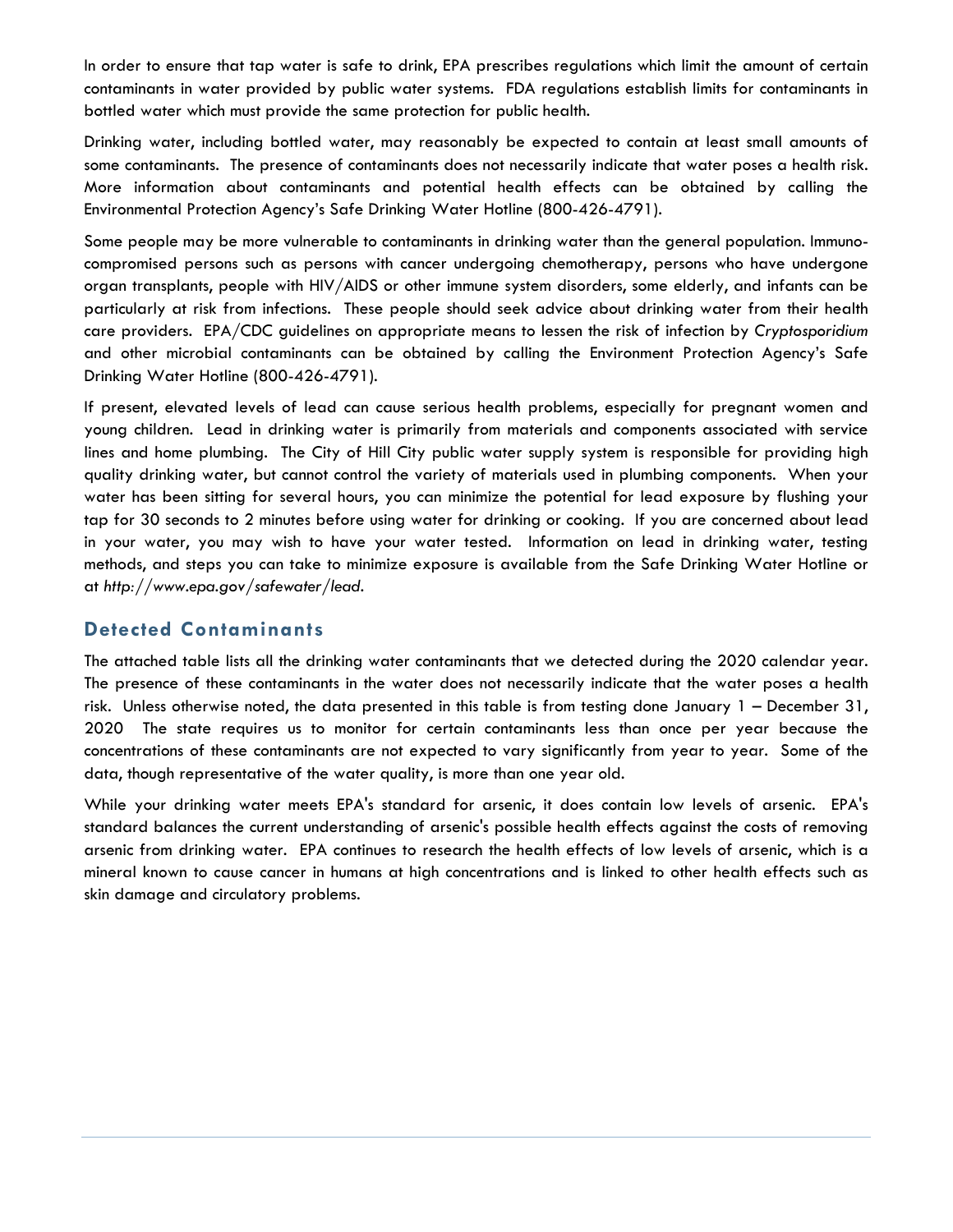In order to ensure that tap water is safe to drink, EPA prescribes regulations which limit the amount of certain contaminants in water provided by public water systems. FDA regulations establish limits for contaminants in bottled water which must provide the same protection for public health.

Drinking water, including bottled water, may reasonably be expected to contain at least small amounts of some contaminants. The presence of contaminants does not necessarily indicate that water poses a health risk. More information about contaminants and potential health effects can be obtained by calling the Environmental Protection Agency's Safe Drinking Water Hotline (800-426-4791).

Some people may be more vulnerable to contaminants in drinking water than the general population. Immuno-compromised persons such as persons with cancer undergoing chemotherapy, persons who have undergone organ transplants, people with HIV/AIDS or other immune system disorders, some elderly, and infants can be particularly at risk from infections. These people should seek advice about drinking water from their health care providers. EPA/CDC guidelines on appropriate means to lessen the risk of infection by *Cryptosporidium* and other microbial contaminants can be obtained by calling the Environment Protection Agency's Safe Drinking Water Hotline (800-426-4791).

If present, elevated levels of lead can cause serious health problems, especially for pregnant women and young children. Lead in drinking water is primarily from materials and components associated with service lines and home plumbing. The City of Hill City public water supply system is responsible for providing high quality drinking water, but cannot control the variety of materials used in plumbing components. When your water has been sitting for several hours, you can minimize the potential for lead exposure by flushing your tap for 30 seconds to 2 minutes before using water for drinking or cooking. If you are concerned about lead in your water, you may wish to have your water tested. Information on lead in drinking water, testing methods, and steps you can take to minimize exposure is available from the Safe Drinking Water Hotline or at *http://www.epa.gov/safewater/lead*.

## Detected Contaminants

The attached table lists all the drinking water contaminants that we detected during the 2020 calendar year. The presence of these contaminants in the water does not necessarily indicate that the water poses a health risk. Unless otherwise noted, the data presented in this table is from testing done January 1 – December 31, 2020 The state requires us to monitor for certain contaminants less than once per year because the concentrations of these contaminants are not expected to vary significantly from year to year. Some of the data, though representative of the water quality, is more than one year old.

While your drinking water meets EPA's standard for arsenic, it does contain low levels of arsenic. EPA's standard balances the current understanding of arsenic's possible health effects against the costs of removing arsenic from drinking water. EPA continues to research the health effects of low levels of arsenic, which is a mineral known to cause cancer in humans at high concentrations and is linked to other health effects such as skin damage and circulatory problems.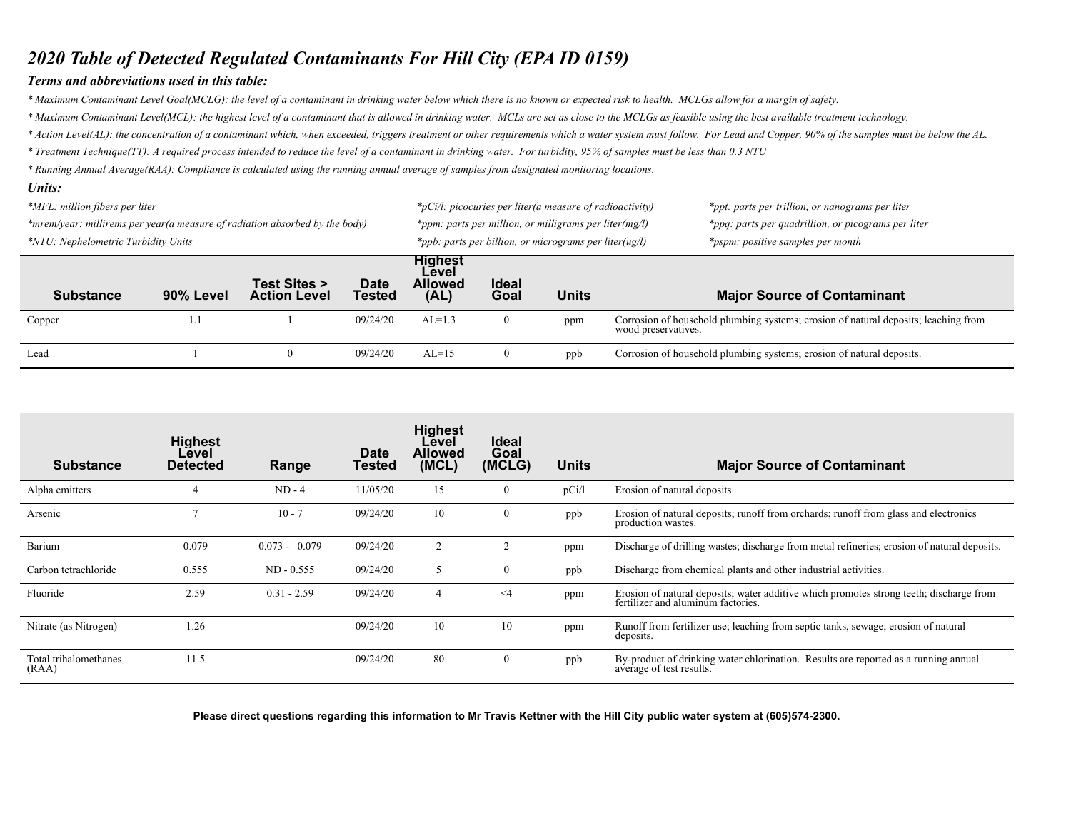# *2020 Table of Detected Regulated Contaminants For Hill City (EPA ID 0159)*

### *Terms and abbreviations used in this table:*

*\* Maximum Contaminant Level Goal(MCLG): the level of a contaminant in drinking water below which there is no known or expected risk to health. MCLGs allow for a margin of safety.*

*\* Maximum Contaminant Level(MCL): the highest level of a contaminant that is allowed in drinking water. MCLs are set as close to the MCLGs as feasible using the best available treatment technology.*

*\* Action Level(AL): the concentration of a contaminant which, when exceeded, triggers treatment or other requirements which a water system must follow. For Lead and Copper, 90% of the samples must be below the AL.*

*\* Treatment Technique(TT): A required process intended to reduce the level of a contaminant in drinking water. For turbidity, 95% of samples must be less than 0.3 NTU*

*\* Running Annual Average(RAA): Compliance is calculated using the running annual average of samples from designated monitoring locations.*

### *Units:*

*\*MFL: million fibers per liter*

*\*mrem/year: millirems per year(a measure of radiation absorbed by the body)*

*\*NTU: Nephelometric Turbidity Units*

*\*pCi/l: picocuries per liter(a measure of radioactivity)*

*\*ppm: parts per million, or milligrams per liter(mg/l)*

*\*ppb: parts per billion, or micrograms per liter(ug/l)*

*\*ppt: parts per trillion, or nanograms per liter*

*\*ppq: parts per quadrillion, or picograms per liter*

*\*pspm: positive samples per month*

| Substance | 90% Level | Test Sites > Action Level | Date Tested | Highest Level Allowed (AL) | Ideal Goal | Units | Major Source of Contaminant |
|---|---|---|---|---|---|---|---|
| Copper | 1.1 | 1 | 09/24/20 | AL=1.3 | 0 | ppm | Corrosion of household plumbing systems; erosion of natural deposits; leaching from wood preservatives. |
| Lead | 1 | 0 | 09/24/20 | AL=15 | 0 | ppb | Corrosion of household plumbing systems; erosion of natural deposits. |

| Substance | Highest Level Detected | Range | Date Tested | Highest Level Allowed (MCL) | Ideal Goal (MCLG) | Units | Major Source of Contaminant |
|---|---|---|---|---|---|---|---|
| Alpha emitters | 4 | ND - 4 | 11/05/20 | 15 | 0 | pCi/l | Erosion of natural deposits. |
| Arsenic | 7 | 10 - 7 | 09/24/20 | 10 | 0 | ppb | Erosion of natural deposits; runoff from orchards; runoff from glass and electronics production wastes. |
| Barium | 0.079 | 0.073 - 0.079 | 09/24/20 | 2 | 2 | ppm | Discharge of drilling wastes; discharge from metal refineries; erosion of natural deposits. |
| Carbon tetrachloride | 0.555 | ND - 0.555 | 09/24/20 | 5 | 0 | ppb | Discharge from chemical plants and other industrial activities. |
| Fluoride | 2.59 | 0.31 - 2.59 | 09/24/20 | 4 | <4 | ppm | Erosion of natural deposits; water additive which promotes strong teeth; discharge from fertilizer and aluminum factories. |
| Nitrate (as Nitrogen) | 1.26 | | 09/24/20 | 10 | 10 | ppm | Runoff from fertilizer use; leaching from septic tanks, sewage; erosion of natural deposits. |
| Total trihalomethanes (RAA) | 11.5 | | 09/24/20 | 80 | 0 | ppb | By-product of drinking water chlorination. Results are reported as a running annual average of test results. |

**Please direct questions regarding this information to Mr Travis Kettner with the Hill City public water system at (605)574-2300.**